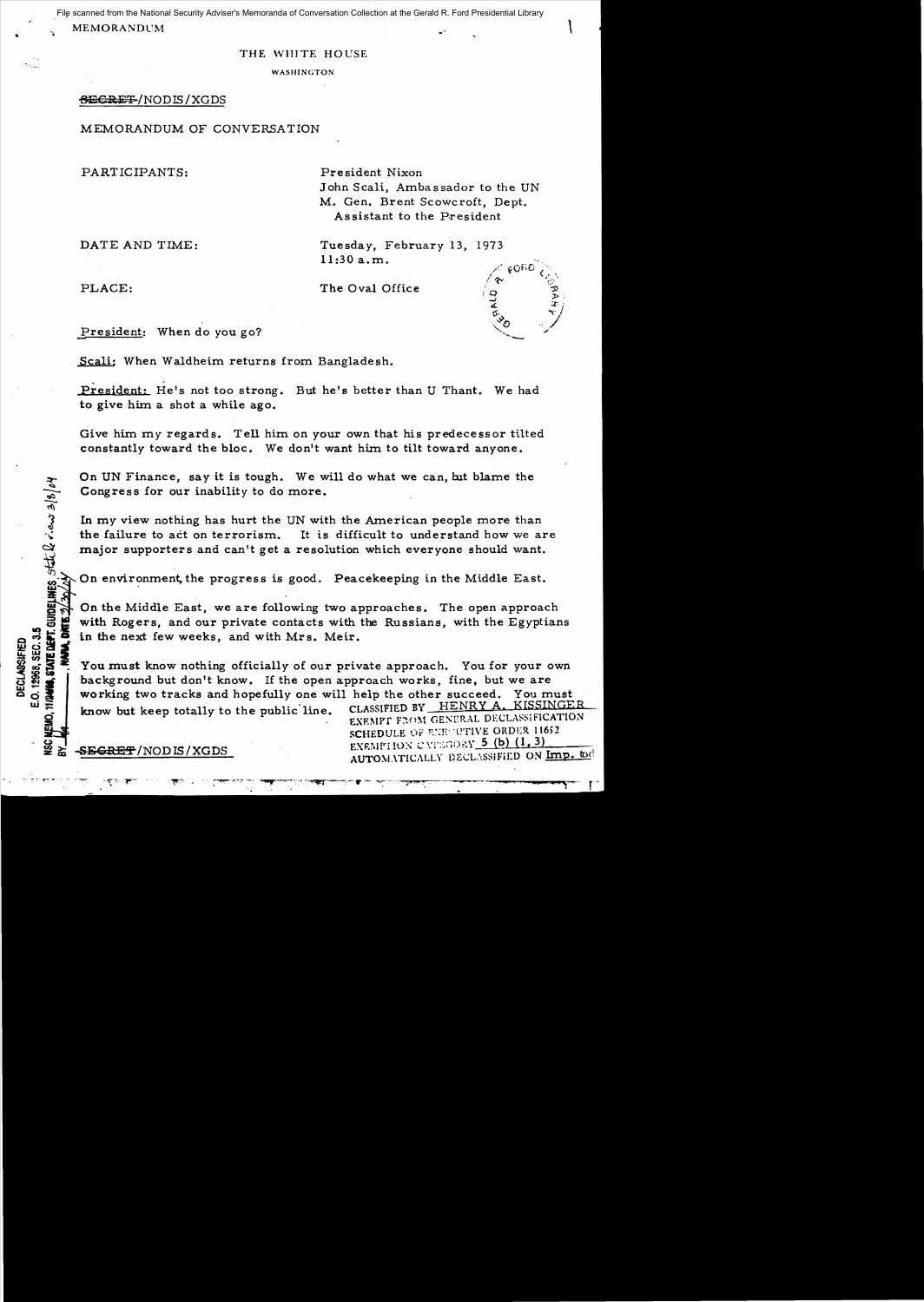File scanned from the National Security Adviser's Memoranda of Conversation Collection at the Gerald R. Ford Presidential Library

MEMORANDUM

THE WHITE HOUSE

WASHINGTON

~~SECRET~~/NODIS/XGDS

MEMORANDUM OF CONVERSATION

PARTICIPANTS: President Nixon
John Scali, Ambassador to the UN
M. Gen. Brent Scowcroft, Dept. Assistant to the President

DATE AND TIME: Tuesday, February 13, 1973
11:30 a.m.

PLACE: The Oval Office

President: When do you go?

Scali: When Waldheim returns from Bangladesh.

President: He's not too strong. But he's better than U Thant. We had to give him a shot a while ago.

Give him my regards. Tell him on your own that his predecessor tilted constantly toward the bloc. We don't want him to tilt toward anyone.

On UN Finance, say it is tough. We will do what we can, but blame the Congress for our inability to do more.

In my view nothing has hurt the UN with the American people more than the failure to act on terrorism. It is difficult to understand how we are major supporters and can't get a resolution which everyone should want.

On environment, the progress is good. Peacekeeping in the Middle East.

On the Middle East, we are following two approaches. The open approach with Rogers, and our private contacts with the Russians, with the Egyptians in the next few weeks, and with Mrs. Meir.

You must know nothing officially of our private approach. You for your own background but don't know. If the open approach works, fine, but we are working two tracks and hopefully one will help the other succeed. You must know but keep totally to the public line.

CLASSIFIED BY HENRY A. KISSINGER
EXEMPT FROM GENERAL DECLASSIFICATION SCHEDULE OF EXECUTIVE ORDER 11652
EXEMPTION CATEGORY 5 (b) (1, 3)
AUTOMATICALLY DECLASSIFIED ON Imp. to det.

DECLASSIFIED
E.O. 12958, SEC. 3.5
NSC MEMO, 11/24/98, STATE DEPT. GUIDELINES, State review 3/8/04
BY ___, NARA, DATE 3/30/04

~~SECRET~~/NODIS/XGDS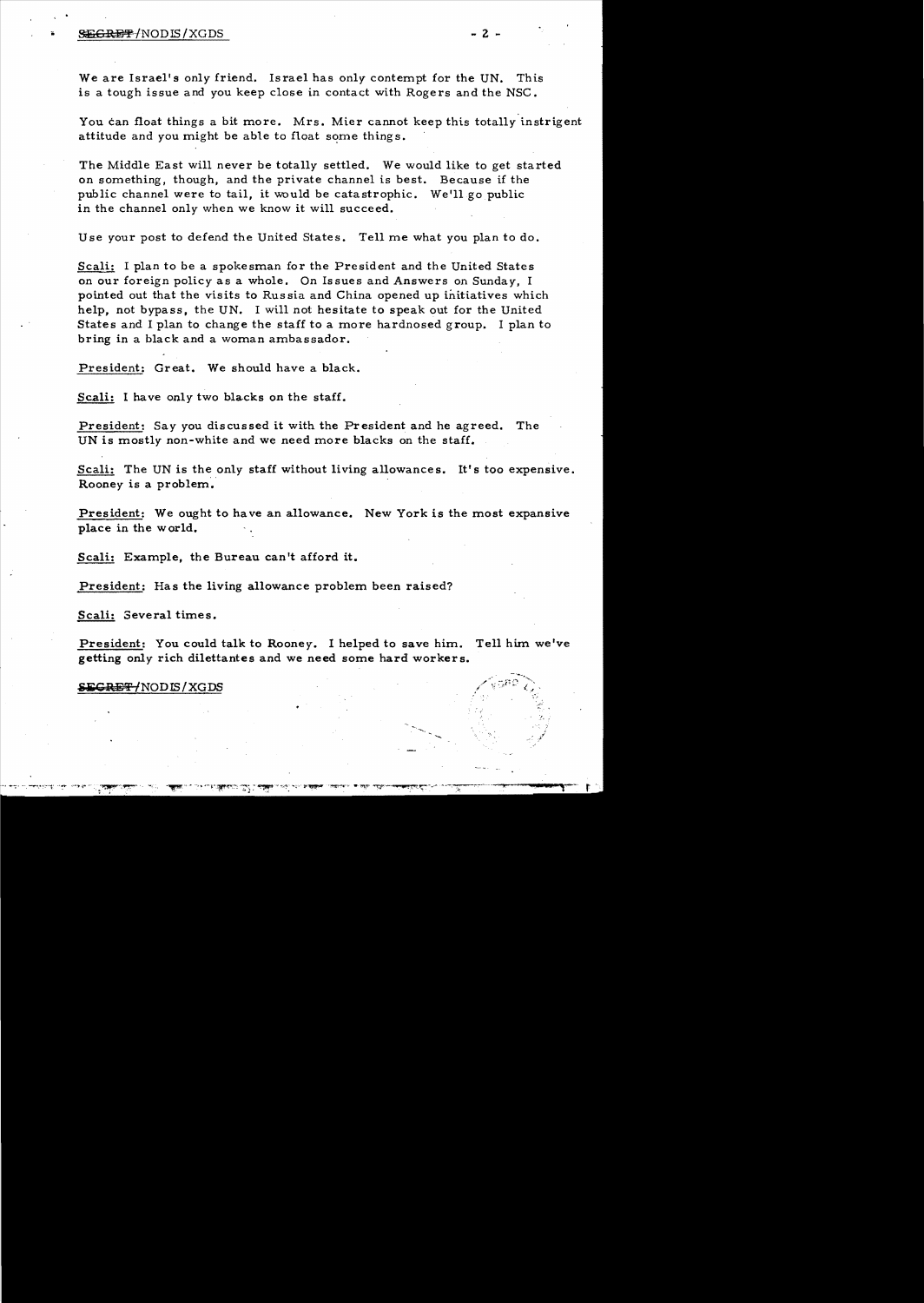We are Israel's only friend. Israel has only contempt for the UN. This is a tough issue and you keep close in contact with Rogers and the NSC.

You can float things a bit more. Mrs. Mier cannot keep this totally instrigent attitude and you might be able to float some things.

The Middle East will never be totally settled. We would like to get started on something, though, and the private channel is best. Because if the public channel were to tail, it would be catastrophic. We'll go public in the channel only when we know it will succeed.

Use your post to defend the United States. Tell me what you plan to do.

Scali: I plan to be a spokesman for the President and the United States on our foreign policy as a whole. On Issues and Answers on Sunday, I pointed out that the visits to Russia and China opened up initiatives which help, not bypass, the UN. I will not hesitate to speak out for the United States and I plan to change the staff to a more hardnosed group. I plan to bring in a black and a woman ambassador.

President: Great. We should have a black.

Scali: I have only two blacks on the staff.

President: Say you discussed it with the President and he agreed. The UN is mostly non-white and we need more blacks on the staff.

Scali: The UN is the only staff without living allowances. It's too expensive. Rooney is a problem.

President: We ought to have an allowance. New York is the most expansive place in the world.

Scali: Example, the Bureau can't afford it.

President: Has the living allowance problem been raised?

Scali: Several times.

President: You could talk to Rooney. I helped to save him. Tell him we've getting only rich dilettantes and we need some hard workers.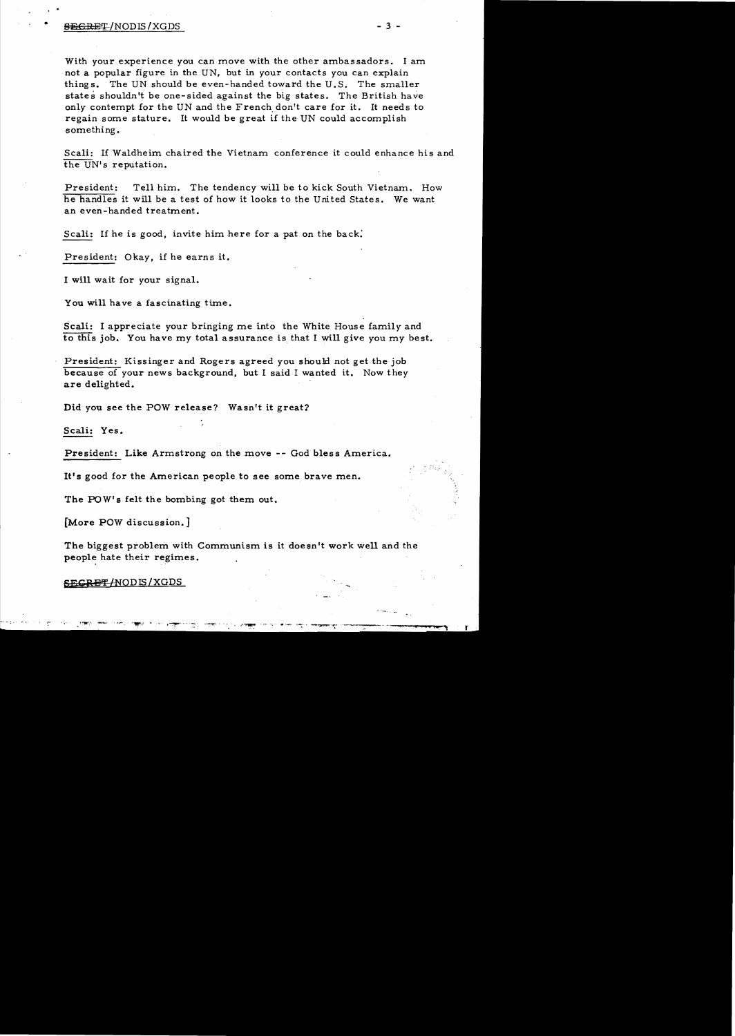With your experience you can move with the other ambassadors. I am not a popular figure in the UN, but in your contacts you can explain things. The UN should be even-handed toward the U.S. The smaller states shouldn't be one-sided against the big states. The British have only contempt for the UN and the French don't care for it. It needs to regain some stature. It would be great if the UN could accomplish something.

Scali: If Waldheim chaired the Vietnam conference it could enhance his and the UN's reputation.

President: Tell him. The tendency will be to kick South Vietnam. How he handles it will be a test of how it looks to the United States. We want an even-handed treatment.

Scali: If he is good, invite him here for a pat on the back.

President: Okay, if he earns it.

I will wait for your signal.

You will have a fascinating time.

Scali: I appreciate your bringing me into the White House family and to this job. You have my total assurance is that I will give you my best.

President: Kissinger and Rogers agreed you should not get the job because of your news background, but I said I wanted it. Now they are delighted.

Did you see the POW release? Wasn't it great?

Scali: Yes.

President: Like Armstrong on the move -- God bless America.

It's good for the American people to see some brave men.

The POW's felt the bombing got them out.

[More POW discussion.]

The biggest problem with Communism is it doesn't work well and the people hate their regimes.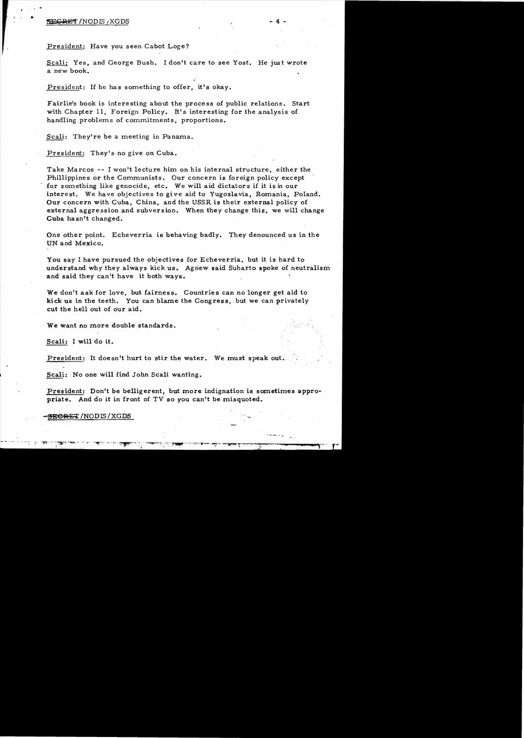President: Have you seen Cabot Loge?

Scali: Yes, and George Bush. I don't care to see Yost. He just wrote a new book.

President: If he has something to offer, it's okay.

Fairlie's book is interesting about the process of public relations. Start with Chapter 11, Foreign Policy. It's interesting for the analysis of handling problems of commitments, proportions.

Scali: They're be a meeting in Panama.

President: They's no give on Cuba.

Take Marcos -- I won't lecture him on his internal structure, either the Phillippines or the Communists. Our concern is foreign policy except for something like genocide, etc. We will aid dictators if it is in our interest. We have objectives to give aid to Yugoslavia, Romania, Poland. Our concern with Cuba, China, and the USSR is their external policy of external aggression and subversion. When they change this, we will change Cuba hasn't changed.

One other point. Echeverria is behaving badly. They denounced us in the UN and Mexico.

You say I have pursued the objectives for Echeverria, but it is hard to understand why they always kick us. Agnew said Suharto spoke of neutralism and said they can't have it both ways.

We don't ask for love, but fairness. Countries can no longer get aid to kick us in the teeth. You can blame the Congress, but we can privately cut the hell out of our aid.

We want no more double standards.

Scali: I will do it.

President: It doesn't hurt to stir the water. We must speak out.

Scali: No one will find John Scali wanting.

President: Don't be belligerent, but more indignation is sometimes appropriate. And do it in front of TV so you can't be misquoted.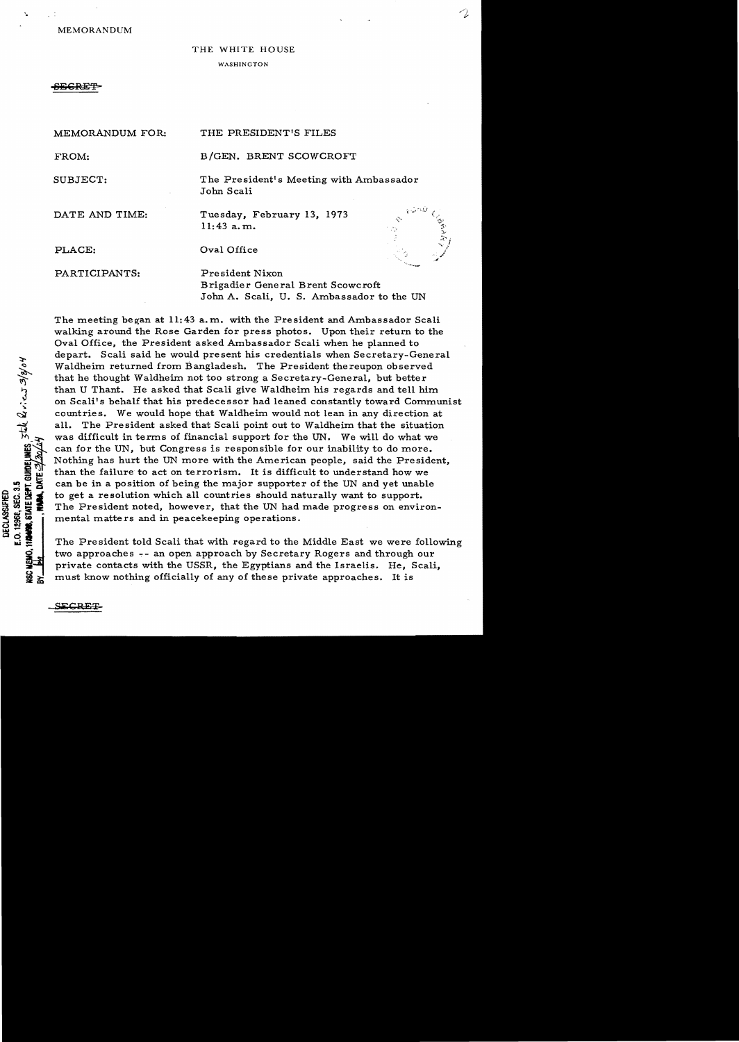MEMORANDUM

THE WHITE HOUSE

WASHINGTON

~~SECRET~~

MEMORANDUM FOR: THE PRESIDENT'S FILES

FROM: B/GEN. BRENT SCOWCROFT

SUBJECT: The President's Meeting with Ambassador John Scali

DATE AND TIME: Tuesday, February 13, 1973 11:43 a.m.

PLACE: Oval Office

PARTICIPANTS: President Nixon
Brigadier General Brent Scowcroft
John A. Scali, U. S. Ambassador to the UN

DECLASSIFIED
E.O. 12958, SEC. 3.5
NSC MEMO, 11/24/98, STATE DEPT. GUIDELINES
BY ___, NARA, DATE ___

The meeting began at 11:43 a.m. with the President and Ambassador Scali walking around the Rose Garden for press photos. Upon their return to the Oval Office, the President asked Ambassador Scali when he planned to depart. Scali said he would present his credentials when Secretary-General Waldheim returned from Bangladesh. The President thereupon observed that he thought Waldheim not too strong a Secretary-General, but better than U Thant. He asked that Scali give Waldheim his regards and tell him on Scali's behalf that his predecessor had leaned constantly toward Communist countries. We would hope that Waldheim would not lean in any direction at all. The President asked that Scali point out to Waldheim that the situation was difficult in terms of financial support for the UN. We will do what we can for the UN, but Congress is responsible for our inability to do more. Nothing has hurt the UN more with the American people, said the President, than the failure to act on terrorism. It is difficult to understand how we can be in a position of being the major supporter of the UN and yet unable to get a resolution which all countries should naturally want to support. The President noted, however, that the UN had made progress on environmental matters and in peacekeeping operations.

The President told Scali that with regard to the Middle East we were following two approaches -- an open approach by Secretary Rogers and through our private contacts with the USSR, the Egyptians and the Israelis. He, Scali, must know nothing officially of any of these private approaches. It is

~~SECRET~~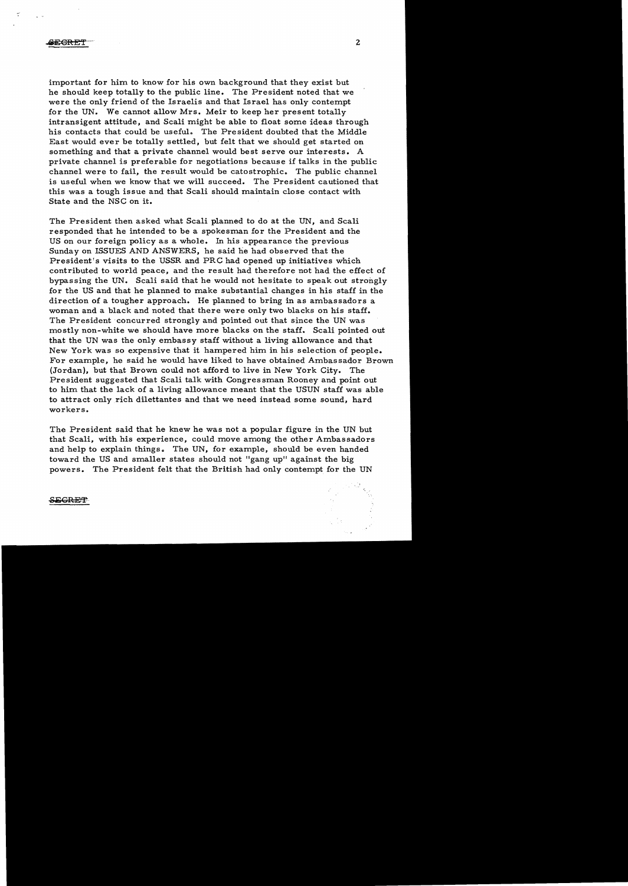important for him to know for his own background that they exist but he should keep totally to the public line. The President noted that we were the only friend of the Israelis and that Israel has only contempt for the UN. We cannot allow Mrs. Meir to keep her present totally intransigent attitude, and Scali might be able to float some ideas through his contacts that could be useful. The President doubted that the Middle East would ever be totally settled, but felt that we should get started on something and that a private channel would best serve our interests. A private channel is preferable for negotiations because if talks in the public channel were to fail, the result would be catostrophic. The public channel is useful when we know that we will succeed. The President cautioned that this was a tough issue and that Scali should maintain close contact with State and the NSC on it.

The President then asked what Scali planned to do at the UN, and Scali responded that he intended to be a spokesman for the President and the US on our foreign policy as a whole. In his appearance the previous Sunday on ISSUES AND ANSWERS, he said he had observed that the President's visits to the USSR and PRC had opened up initiatives which contributed to world peace, and the result had therefore not had the effect of bypassing the UN. Scali said that he would not hesitate to speak out strongly for the US and that he planned to make substantial changes in his staff in the direction of a tougher approach. He planned to bring in as ambassadors a woman and a black and noted that there were only two blacks on his staff. The President concurred strongly and pointed out that since the UN was mostly non-white we should have more blacks on the staff. Scali pointed out that the UN was the only embassy staff without a living allowance and that New York was so expensive that it hampered him in his selection of people. For example, he said he would have liked to have obtained Ambassador Brown (Jordan), but that Brown could not afford to live in New York City. The President suggested that Scali talk with Congressman Rooney and point out to him that the lack of a living allowance meant that the USUN staff was able to attract only rich dilettantes and that we need instead some sound, hard workers.

The President said that he knew he was not a popular figure in the UN but that Scali, with his experience, could move among the other Ambassadors and help to explain things. The UN, for example, should be even handed toward the US and smaller states should not "gang up" against the big powers. The President felt that the British had only contempt for the UN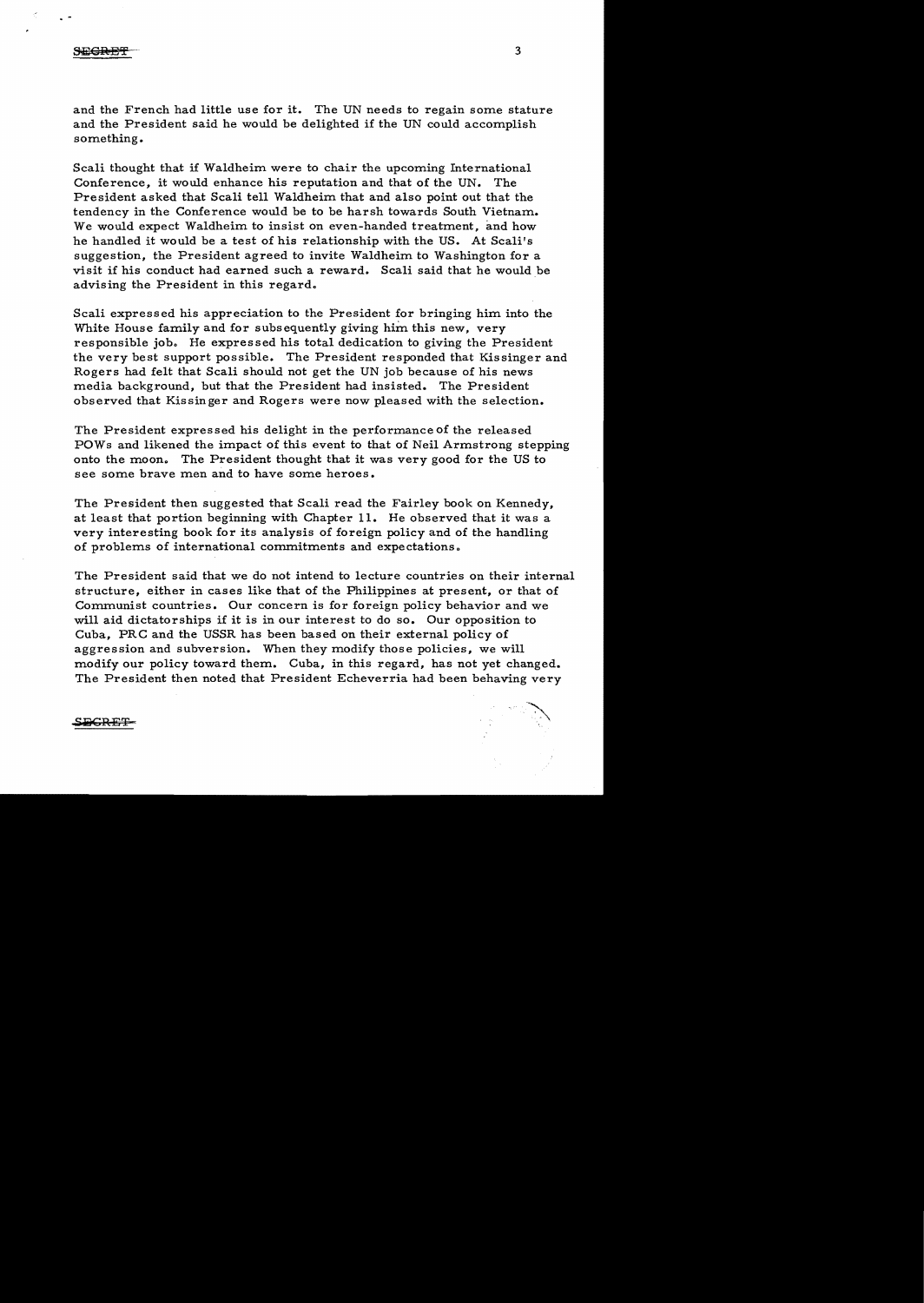and the French had little use for it. The UN needs to regain some stature and the President said he would be delighted if the UN could accomplish something.

Scali thought that if Waldheim were to chair the upcoming International Conference, it would enhance his reputation and that of the UN. The President asked that Scali tell Waldheim that and also point out that the tendency in the Conference would be to be harsh towards South Vietnam. We would expect Waldheim to insist on even-handed treatment, and how he handled it would be a test of his relationship with the US. At Scali's suggestion, the President agreed to invite Waldheim to Washington for a visit if his conduct had earned such a reward. Scali said that he would be advising the President in this regard.

Scali expressed his appreciation to the President for bringing him into the White House family and for subsequently giving him this new, very responsible job. He expressed his total dedication to giving the President the very best support possible. The President responded that Kissinger and Rogers had felt that Scali should not get the UN job because of his news media background, but that the President had insisted. The President observed that Kissinger and Rogers were now pleased with the selection.

The President expressed his delight in the performance of the released POWs and likened the impact of this event to that of Neil Armstrong stepping onto the moon. The President thought that it was very good for the US to see some brave men and to have some heroes.

The President then suggested that Scali read the Fairley book on Kennedy, at least that portion beginning with Chapter 11. He observed that it was a very interesting book for its analysis of foreign policy and of the handling of problems of international commitments and expectations.

The President said that we do not intend to lecture countries on their internal structure, either in cases like that of the Philippines at present, or that of Communist countries. Our concern is for foreign policy behavior and we will aid dictatorships if it is in our interest to do so. Our opposition to Cuba, PRC and the USSR has been based on their external policy of aggression and subversion. When they modify those policies, we will modify our policy toward them. Cuba, in this regard, has not yet changed. The President then noted that President Echeverria had been behaving very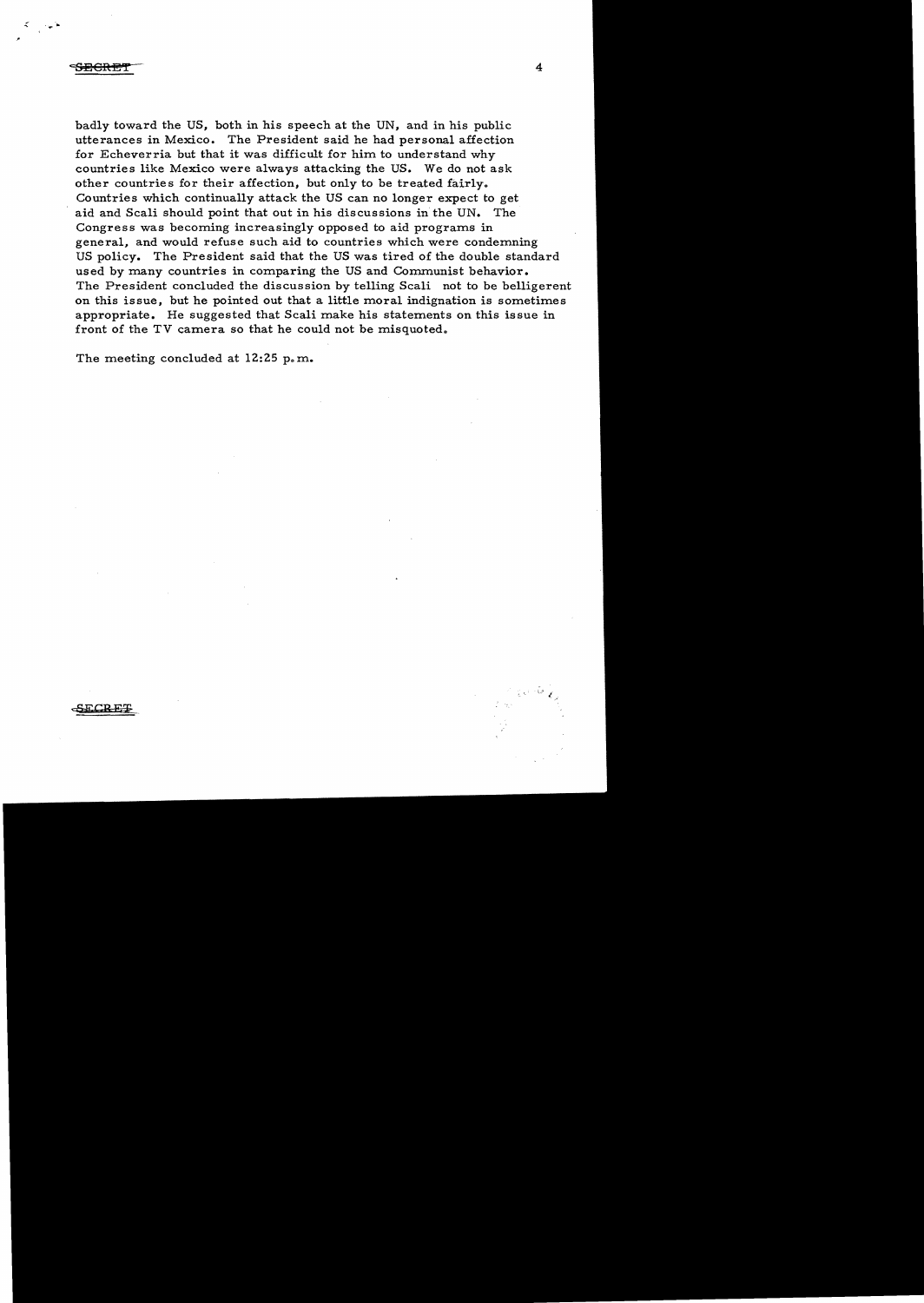SECRET

badly toward the US, both in his speech at the UN, and in his public utterances in Mexico. The President said he had personal affection for Echeverria but that it was difficult for him to understand why countries like Mexico were always attacking the US. We do not ask other countries for their affection, but only to be treated fairly. Countries which continually attack the US can no longer expect to get aid and Scali should point that out in his discussions in the UN. The Congress was becoming increasingly opposed to aid programs in general, and would refuse such aid to countries which were condemning US policy. The President said that the US was tired of the double standard used by many countries in comparing the US and Communist behavior. The President concluded the discussion by telling Scali not to be belligerent on this issue, but he pointed out that a little moral indignation is sometimes appropriate. He suggested that Scali make his statements on this issue in front of the TV camera so that he could not be misquoted.

The meeting concluded at 12:25 p.m.

SECRET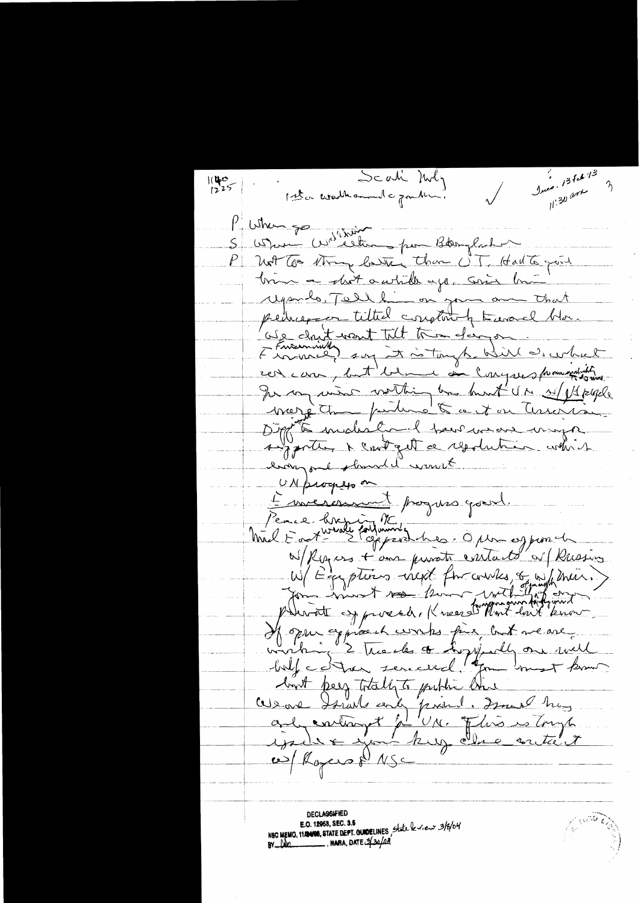1140
1225

Scali Mtg

1st a walk around a garden.

✓

Inc. 13 Feb 73
11:30 am

3

P: Where go

S: When Weitkamp(?) from Bangladesh

P: Not too strong better than OJ. Had to point him a short while ago. Give him regards. Tell him on your own that peacekeeper tilted completely toward Hor.

We don't want tilt toward Egypt.

Eventually say it is tough. Will do what we can, but blame on Congress prominently.

For my mind nothing has hurt UN w/US people more than putting to a vote on Israel.

Difficult to understand how we are major supporter & can't get a resolution which everyone should want.

UN progress on

Environment progress good.

Peace keeping OK.

Mid East weak. Following 2 approaches. Open approach w/Rogers + our private contacts w/Russians. W/Egyptians next few weeks, & w/Meir.) You must not know nothing of our private approach. Kreesi(?) won't know.

If open approach works fine, but we are working 2 tracks & hopefully one will help. Other secured. You must know but keep totally to public line.

We are Israel's only friend. Israel has only contempt for UN. This is tough issue & your key close contact w/Rogers & NSC

DECLASSIFIED
E.O. 12958, SEC. 3.5
NSC MEMO, 11/24/98, STATE DEPT. GUIDELINES, State Review 3/8/04
BY dal, NARA, DATE 3/30/04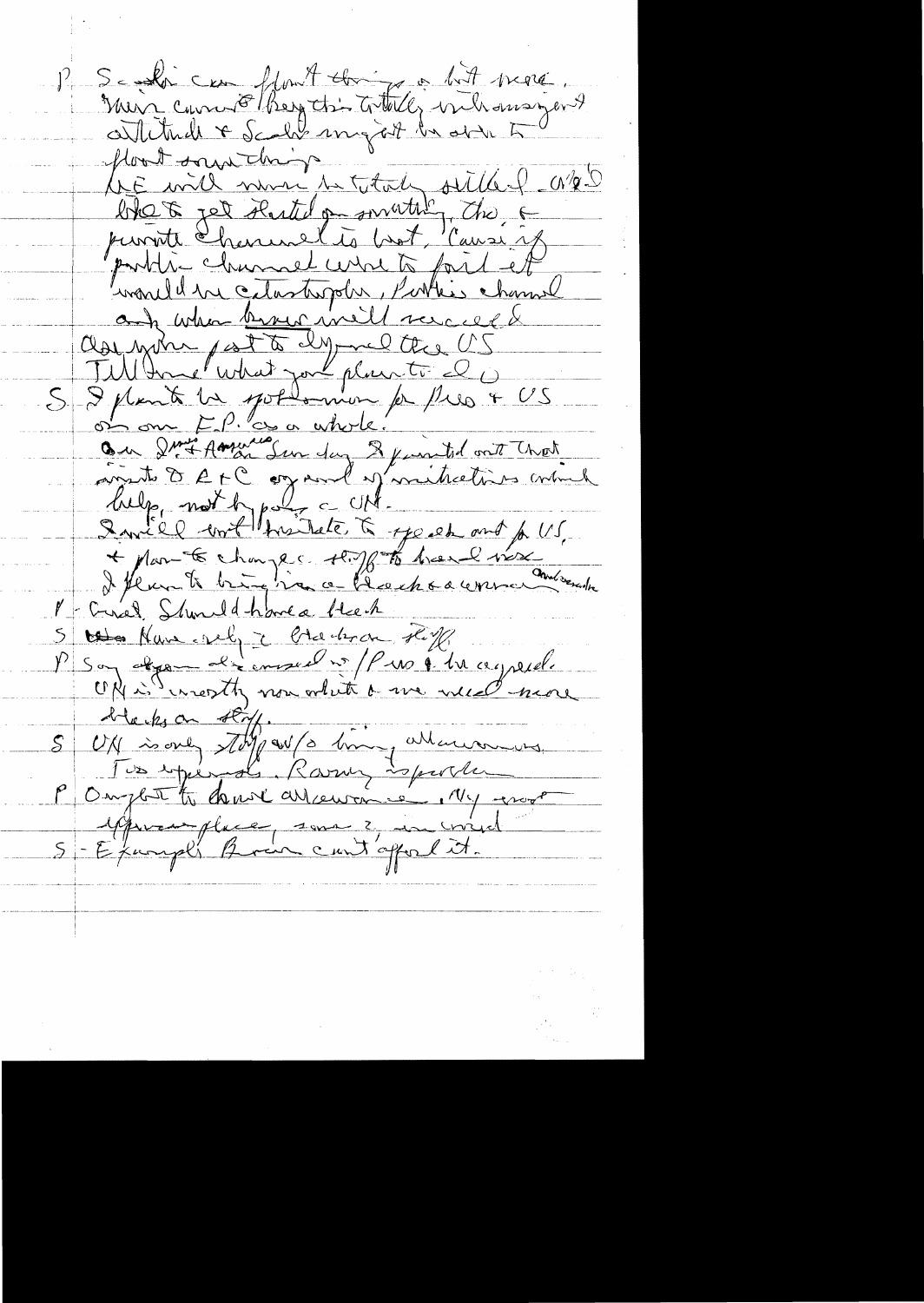P Scali can float things a bit more. Main concern/key this totally withdrawn attitude & Scali might be able to float something.

We will move to totally settled area & like to get started on something. The private channel is best, 'cause if public channel were to fail it would be catastrophe. Public channel and when Brezhnev will succeed & ask you part to dispel the US Tell some what you plan to do

S I plan to be spokesman for Pres & US on our F.P. as a whole. On Int'l Americas Sun day I pointed out that points D, E & C engaged in initiatives which help, not bypass UN. I will not hesitate to speak out for US & plan to change staff to heal new I plan to bring in a black & a woman ambassador.

P Good. Should have a black.

S Have only 1 black on staff

P Say again disarmed w/ Pres & be assured. UN is mostly non-white & we need more blacks on staff.

S UN is only staff w/o hiring allowances. Too expensive. Romney is problem.

P Ought to have allowance. Very most expensive place, some 2 in world.

S - Example: Bruce can't afford it.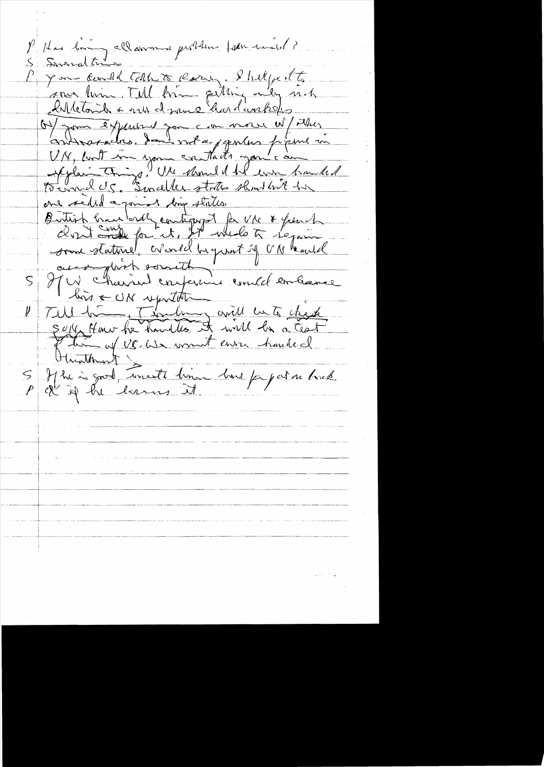P Has bring all around problem [when visited]?

S Several times

P You could talk to Kurt. I helped to save him. Tell him getting only with Middleton & with some hardworkers

W/ your experience you can move w/ other ambassadors. I am not a popular figure in UN, but in your contacts you can explain things. UN should be even handed toward US. Smaller states should not be one sided against big states.

British have only contingent for UN & French don't come for it. It needs to regain some stature. Would be great if UN could accomplish something.

S If W chaired conference could enhance his & UN reputation

P Tell him, I Smiling [?] will be to check S[yri]a. How he handles it will be a test of him w/ US. We want even handed treatment.

S If he is good, I will lean hard for part in back.

P OK if he learns it.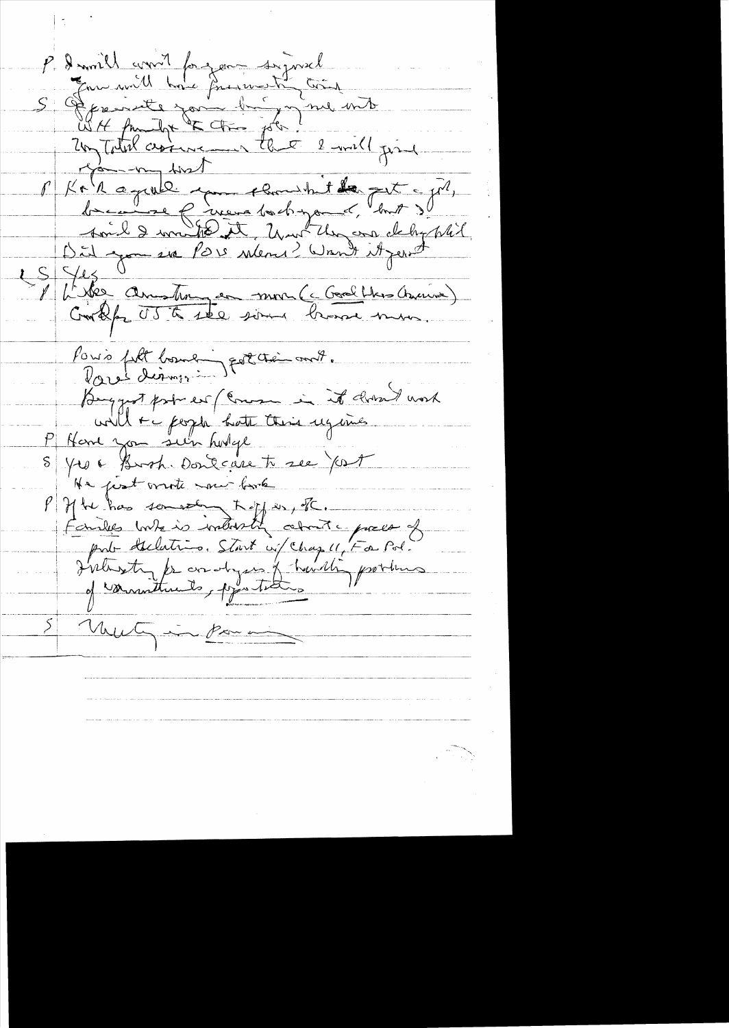P I will want for your signal
You will have presumably said
S Appreciate your bringing me into
WH family & this job.
My total assurance that I will find
you my best
P K & R agreed you should not get a job,
because of were background, but I
said I wanted it. Want they are deeply ~~
Did you see POW release? Wasn't it great
LS Yes
P Like Armstrong on moon (a Goodthing Crisis)
Cmt for US to see some brave men.

Powis felt boundary got them out.
Dare's dismissal
Biggest problem / Crossing it doesn't work
will be people hate their regimes
P Have you seen hedge
S Yes & Bush. Don't care to see past
He just wrote ~~ book
P If he has something to offer, etc.
Families write is interesting about a piece of
prob declarations. Start w/ Chapell, For Pol.
Interesting for analysis of handling problems
of commitments, expectations

S Meeting in Paris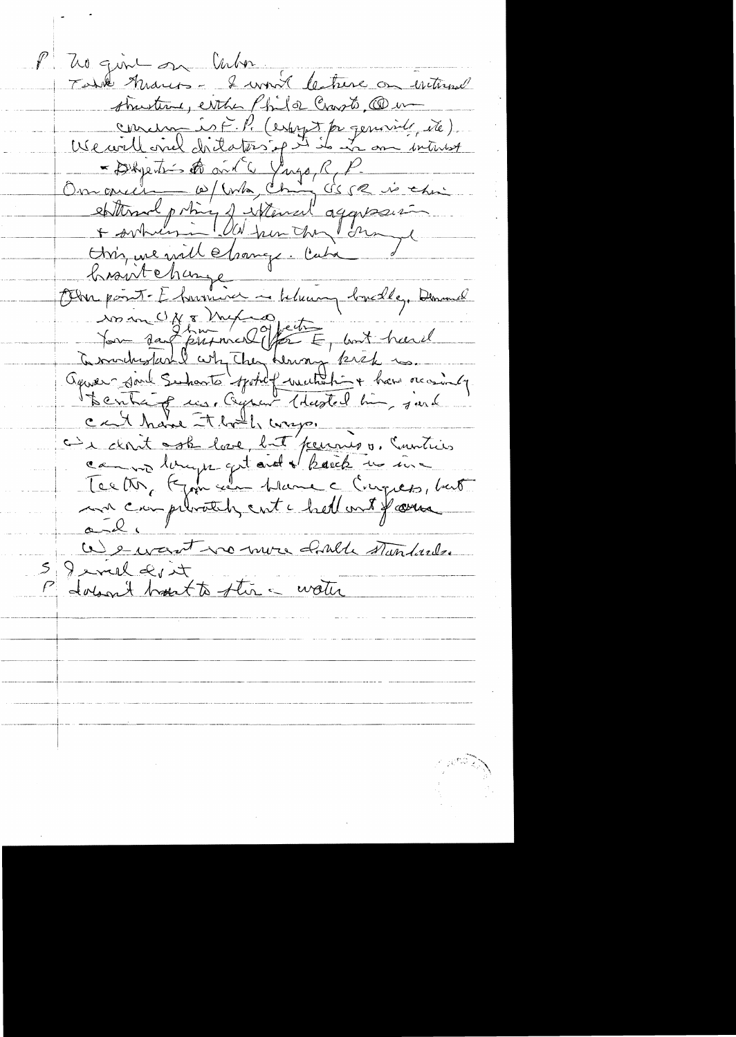P. No give on Cuba

Talk Thanos – I won't lecture on internal structure, either Phil or Carter. Our concern is F.P. (except for genocide, etc).

We will aid dictators if it is in our interest – Pinochet & or Yugo, R, P.

Our concern w/ Cuba, China, USSR is their external policy of external aggression & subversion. When they change this, we will change. Cuba hasn't change.

Other point – E believes in helping brothers. Demand in UN & Mexico.

You say Summit affects E, but hard to understand why they keep kick us.

Aguer said Sukarto spoke of mutuality & how one can't be ashamed of us. Aguer blasted him, said can't have it both ways.

We don't ask love, but pennies. Countries can no longer get aid & kick us in the teeth. If you can blame Congress, but we can probably cut the hell out of our aid.

We want no more double standards.

S I will do it

P doesn't hurt to stir the water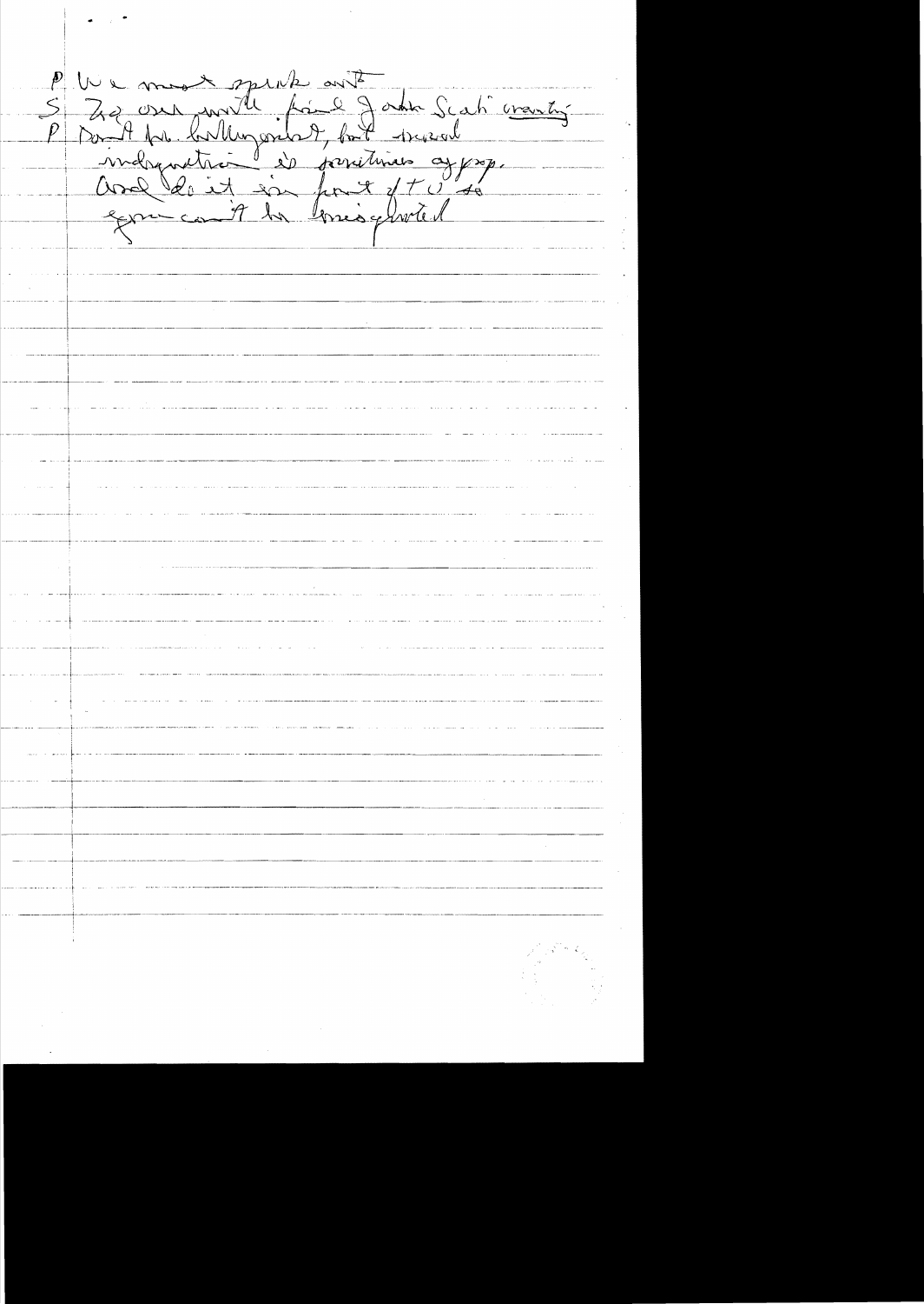P We must speak out

S I go over with Ford & ask Scali <u>warning</u>

P Don't be belligerent, but moral indignation is sometimes approp. And do it in front of TV so you can't be misquoted